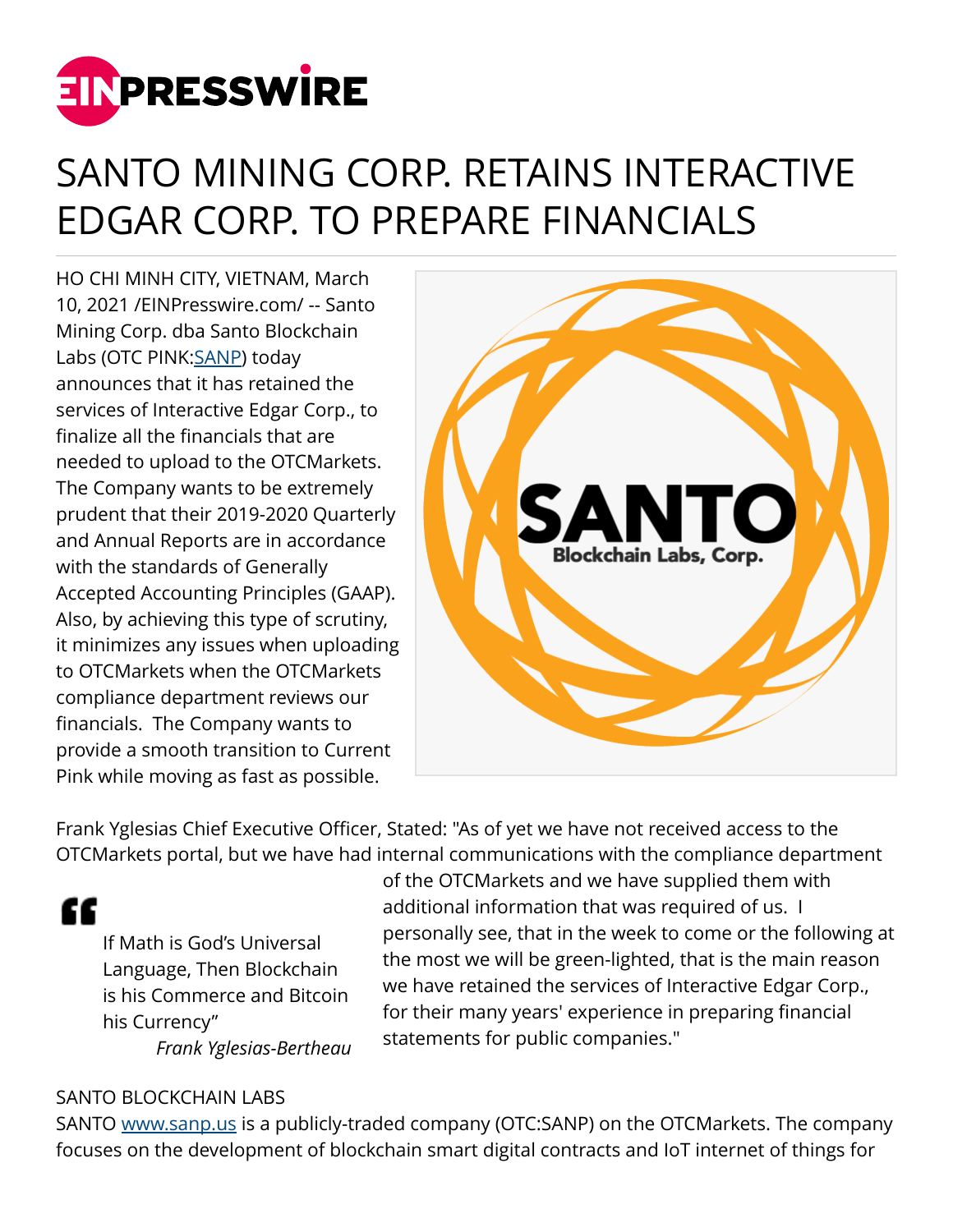# SANTO MINING CORP. RETAINS INTERACTIVE EDGAR CORP. TO PREPARE FINANCIALS

HO CHI MINH CITY, VIETNAM, March 10, 2021 /EINPresswire.com/ -- Santo Mining Corp. dba Santo Blockchain Labs (OTC PINK:SANP) today announces that it has retained the services of Interactive Edgar Corp., to finalize all the financials that are needed to upload to the OTCMarkets. The Company wants to be extremely prudent that their 2019-2020 Quarterly and Annual Reports are in accordance with the standards of Generally Accepted Accounting Principles (GAAP). Also, by achieving this type of scrutiny, it minimizes any issues when uploading to OTCMarkets when the OTCMarkets compliance department reviews our financials.  The Company wants to provide a smooth transition to Current Pink while moving as fast as possible.

Frank Yglesias Chief Executive Officer, Stated: "As of yet we have not received access to the OTCMarkets portal, but we have had internal communications with the compliance department of the OTCMarkets and we have supplied them with additional information that was required of us.  I personally see, that in the week to come or the following at the most we will be green-lighted, that is the main reason we have retained the services of Interactive Edgar Corp., for their many years' experience in preparing financial statements for public companies."

> If Math is God's Universal Language, Then Blockchain is his Commerce and Bitcoin his Currency"
>
> *Frank Yglesias-Bertheau*

SANTO BLOCKCHAIN LABS
SANTO www.sanp.us is a publicly-traded company (OTC:SANP) on the OTCMarkets. The company focuses on the development of blockchain smart digital contracts and IoT internet of things for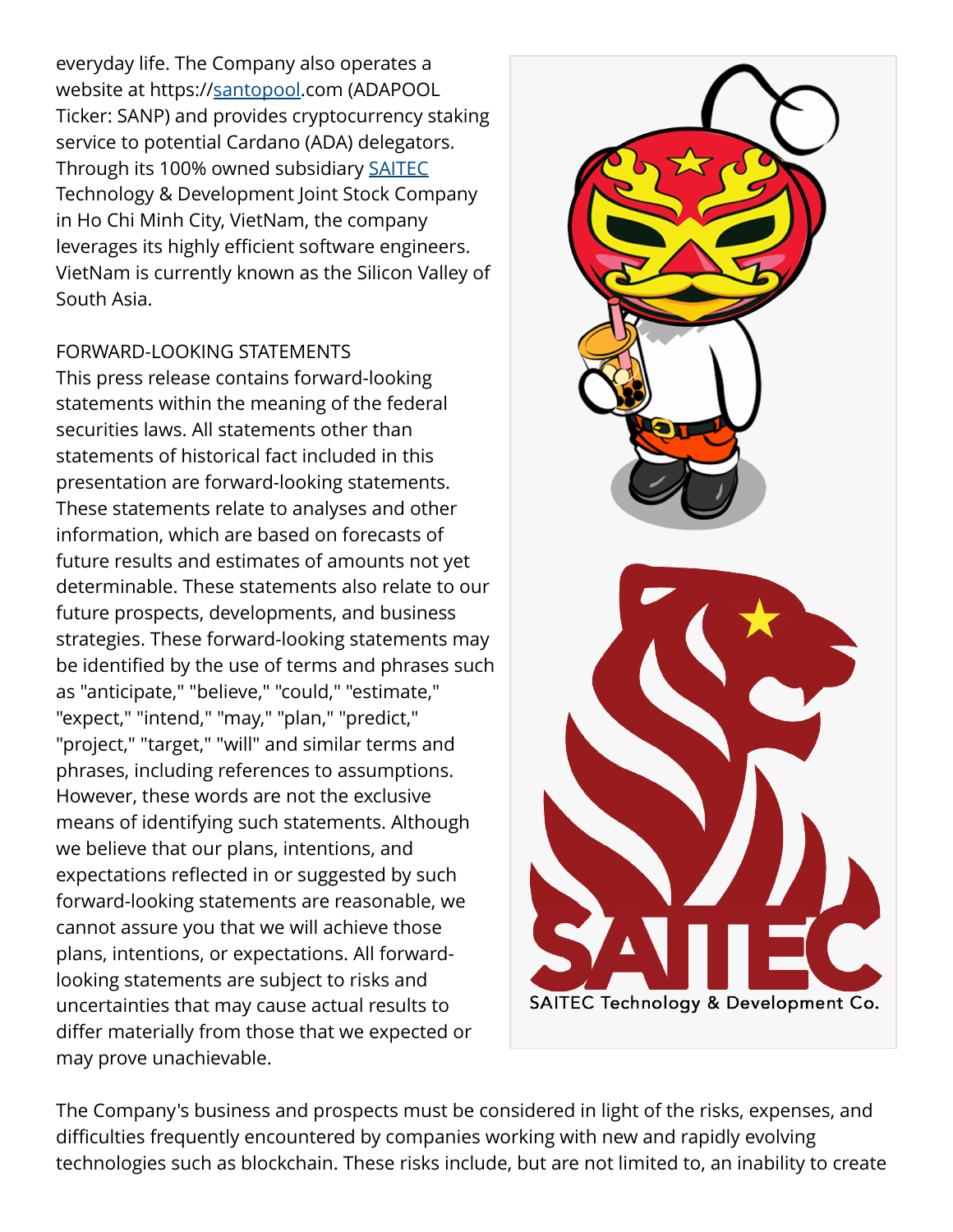everyday life. The Company also operates a website at https://santopool.com (ADAPOOL Ticker: SANP) and provides cryptocurrency staking service to potential Cardano (ADA) delegators. Through its 100% owned subsidiary SAITEC Technology & Development Joint Stock Company in Ho Chi Minh City, VietNam, the company leverages its highly efficient software engineers. VietNam is currently known as the Silicon Valley of South Asia.

FORWARD-LOOKING STATEMENTS

This press release contains forward-looking statements within the meaning of the federal securities laws. All statements other than statements of historical fact included in this presentation are forward-looking statements. These statements relate to analyses and other information, which are based on forecasts of future results and estimates of amounts not yet determinable. These statements also relate to our future prospects, developments, and business strategies. These forward-looking statements may be identified by the use of terms and phrases such as "anticipate," "believe," "could," "estimate," "expect," "intend," "may," "plan," "predict," "project," "target," "will" and similar terms and phrases, including references to assumptions. However, these words are not the exclusive means of identifying such statements. Although we believe that our plans, intentions, and expectations reflected in or suggested by such forward-looking statements are reasonable, we cannot assure you that we will achieve those plans, intentions, or expectations. All forward-looking statements are subject to risks and uncertainties that may cause actual results to differ materially from those that we expected or may prove unachievable.

The Company's business and prospects must be considered in light of the risks, expenses, and difficulties frequently encountered by companies working with new and rapidly evolving technologies such as blockchain. These risks include, but are not limited to, an inability to create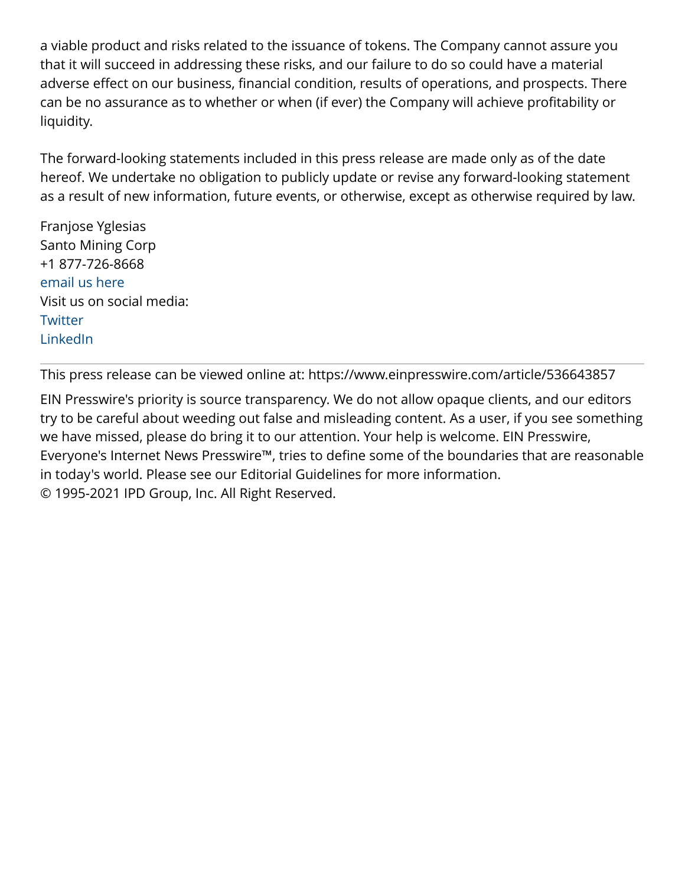a viable product and risks related to the issuance of tokens. The Company cannot assure you that it will succeed in addressing these risks, and our failure to do so could have a material adverse effect on our business, financial condition, results of operations, and prospects. There can be no assurance as to whether or when (if ever) the Company will achieve profitability or liquidity.

The forward-looking statements included in this press release are made only as of the date hereof. We undertake no obligation to publicly update or revise any forward-looking statement as a result of new information, future events, or otherwise, except as otherwise required by law.

Franjose Yglesias
Santo Mining Corp
+1 877-726-8668
email us here
Visit us on social media:
Twitter
LinkedIn

---

This press release can be viewed online at: https://www.einpresswire.com/article/536643857

EIN Presswire's priority is source transparency. We do not allow opaque clients, and our editors try to be careful about weeding out false and misleading content. As a user, if you see something we have missed, please do bring it to our attention. Your help is welcome. EIN Presswire, Everyone's Internet News Presswire™, tries to define some of the boundaries that are reasonable in today's world. Please see our Editorial Guidelines for more information.
© 1995-2021 IPD Group, Inc. All Right Reserved.